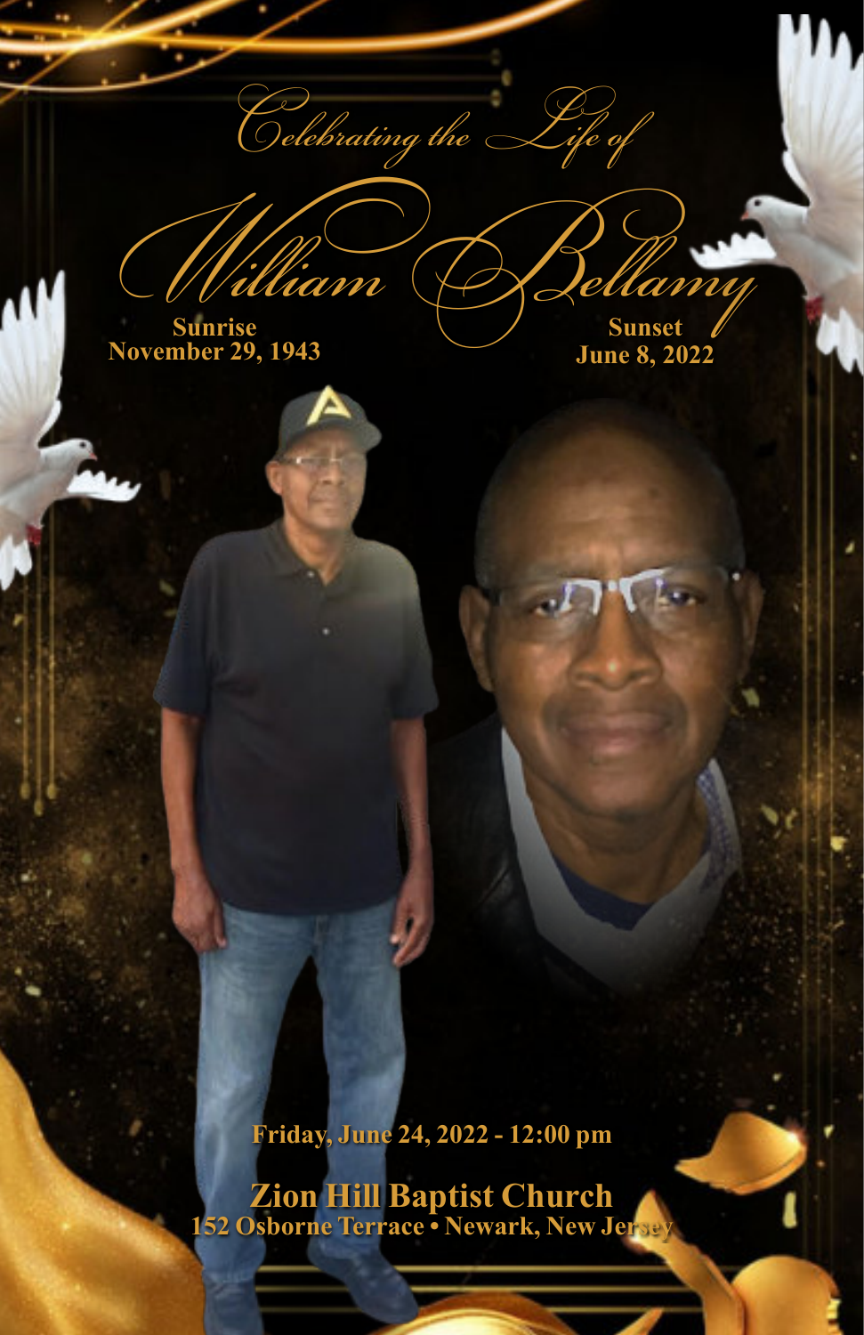*Celebrating the Life of*

# *William Bellamy*

**Sunrise**
**November 29, 1943**

**Sunset**
**June 8, 2022**

**Friday, June 24, 2022 - 12:00 pm**

## Zion Hill Baptist Church

**152 Osborne Terrace • Newark, New Jersey**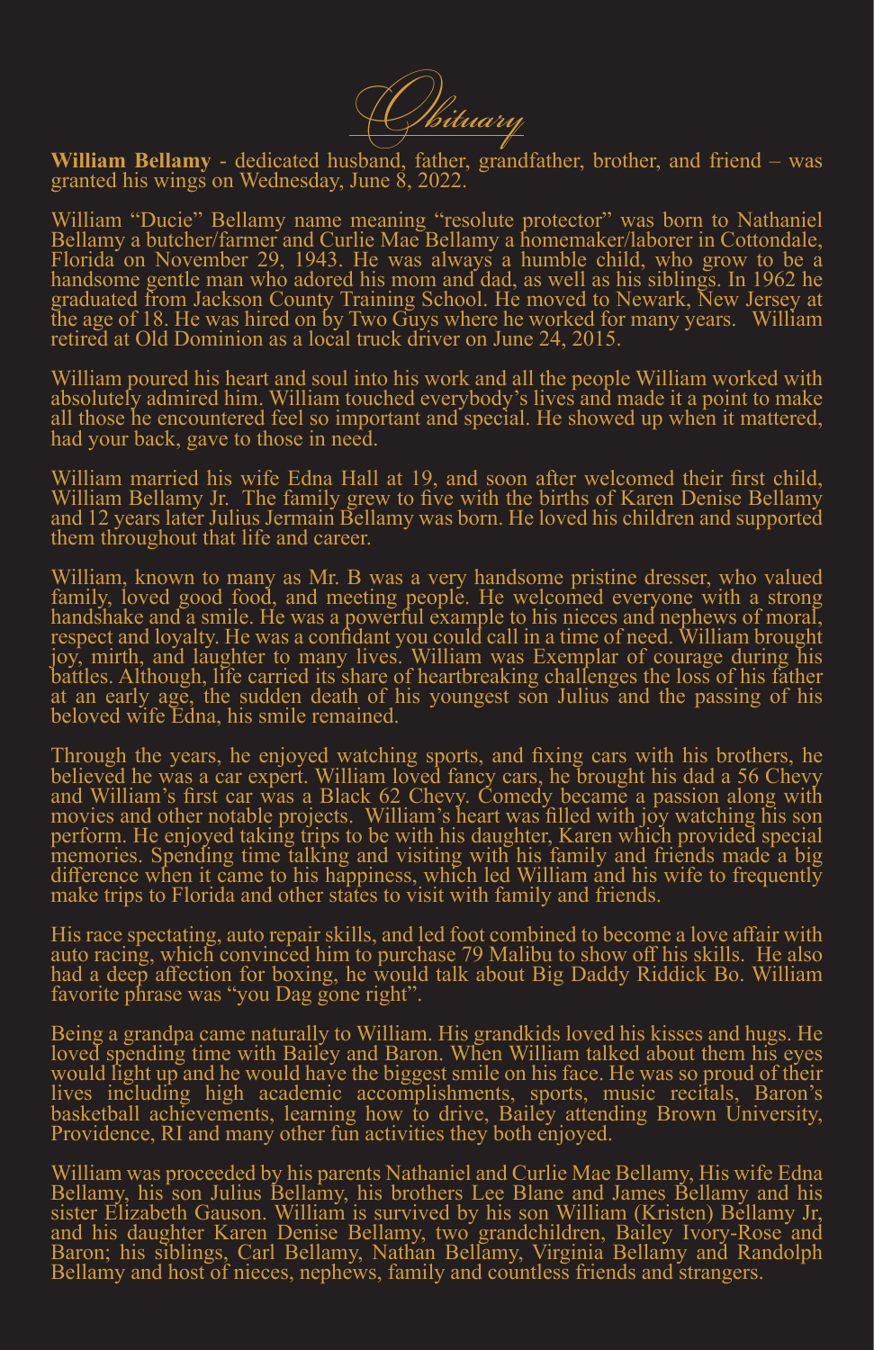# *Obituary*

**William Bellamy** - dedicated husband, father, grandfather, brother, and friend – was granted his wings on Wednesday, June 8, 2022.

William "Ducie" Bellamy name meaning "resolute protector" was born to Nathaniel Bellamy a butcher/farmer and Curlie Mae Bellamy a homemaker/laborer in Cottondale, Florida on November 29, 1943. He was always a humble child, who grow to be a handsome gentle man who adored his mom and dad, as well as his siblings. In 1962 he graduated from Jackson County Training School. He moved to Newark, New Jersey at the age of 18. He was hired on by Two Guys where he worked for many years. William retired at Old Dominion as a local truck driver on June 24, 2015.

William poured his heart and soul into his work and all the people William worked with absolutely admired him. William touched everybody's lives and made it a point to make all those he encountered feel so important and special. He showed up when it mattered, had your back, gave to those in need.

William married his wife Edna Hall at 19, and soon after welcomed their first child, William Bellamy Jr. The family grew to five with the births of Karen Denise Bellamy and 12 years later Julius Jermain Bellamy was born. He loved his children and supported them throughout that life and career.

William, known to many as Mr. B was a very handsome pristine dresser, who valued family, loved good food, and meeting people. He welcomed everyone with a strong handshake and a smile. He was a powerful example to his nieces and nephews of moral, respect and loyalty. He was a confidant you could call in a time of need. William brought joy, mirth, and laughter to many lives. William was Exemplar of courage during his battles. Although, life carried its share of heartbreaking challenges the loss of his father at an early age, the sudden death of his youngest son Julius and the passing of his beloved wife Edna, his smile remained.

Through the years, he enjoyed watching sports, and fixing cars with his brothers, he believed he was a car expert. William loved fancy cars, he brought his dad a 56 Chevy and William's first car was a Black 62 Chevy. Comedy became a passion along with movies and other notable projects. William's heart was filled with joy watching his son perform. He enjoyed taking trips to be with his daughter, Karen which provided special memories. Spending time talking and visiting with his family and friends made a big difference when it came to his happiness, which led William and his wife to frequently make trips to Florida and other states to visit with family and friends.

His race spectating, auto repair skills, and led foot combined to become a love affair with auto racing, which convinced him to purchase 79 Malibu to show off his skills. He also had a deep affection for boxing, he would talk about Big Daddy Riddick Bo. William favorite phrase was "you Dag gone right".

Being a grandpa came naturally to William. His grandkids loved his kisses and hugs. He loved spending time with Bailey and Baron. When William talked about them his eyes would light up and he would have the biggest smile on his face. He was so proud of their lives including high academic accomplishments, sports, music recitals, Baron's basketball achievements, learning how to drive, Bailey attending Brown University, Providence, RI and many other fun activities they both enjoyed.

William was proceeded by his parents Nathaniel and Curlie Mae Bellamy, His wife Edna Bellamy, his son Julius Bellamy, his brothers Lee Blane and James Bellamy and his sister Elizabeth Gauson. William is survived by his son William (Kristen) Bellamy Jr, and his daughter Karen Denise Bellamy, two grandchildren, Bailey Ivory-Rose and Baron; his siblings, Carl Bellamy, Nathan Bellamy, Virginia Bellamy and Randolph Bellamy and host of nieces, nephews, family and countless friends and strangers.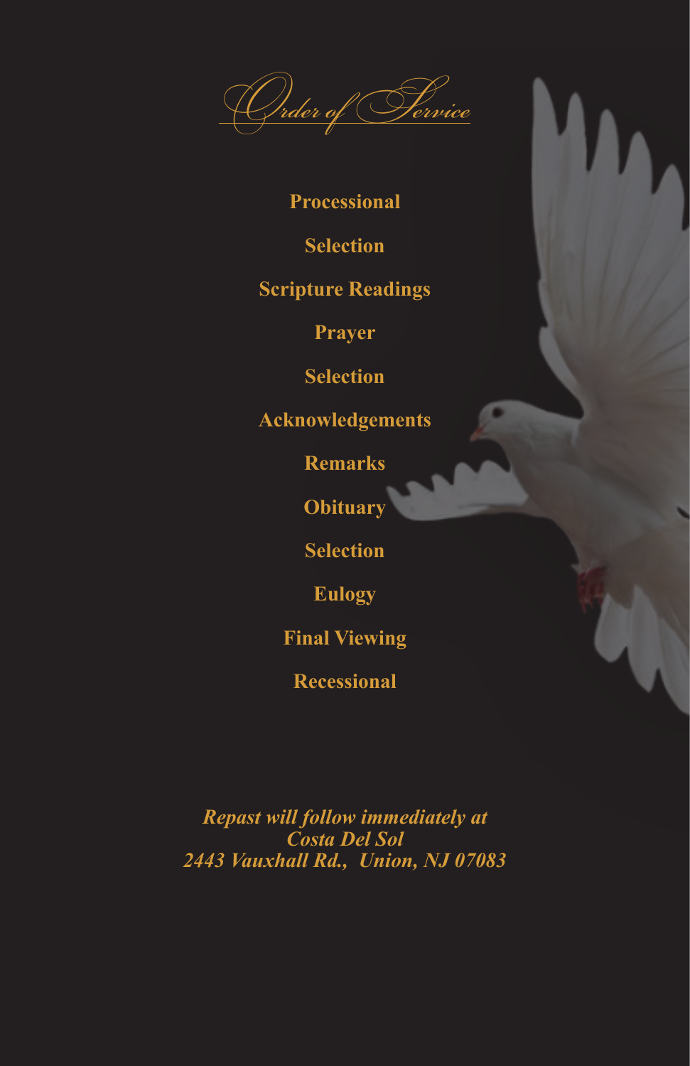# Order of Service

**Processional**

**Selection**

**Scripture Readings**

**Prayer**

**Selection**

**Acknowledgements**

**Remarks**

**Obituary**

**Selection**

**Eulogy**

**Final Viewing**

**Recessional**

***Repast will follow immediately at***
***Costa Del Sol***
***2443 Vauxhall Rd., Union, NJ 07083***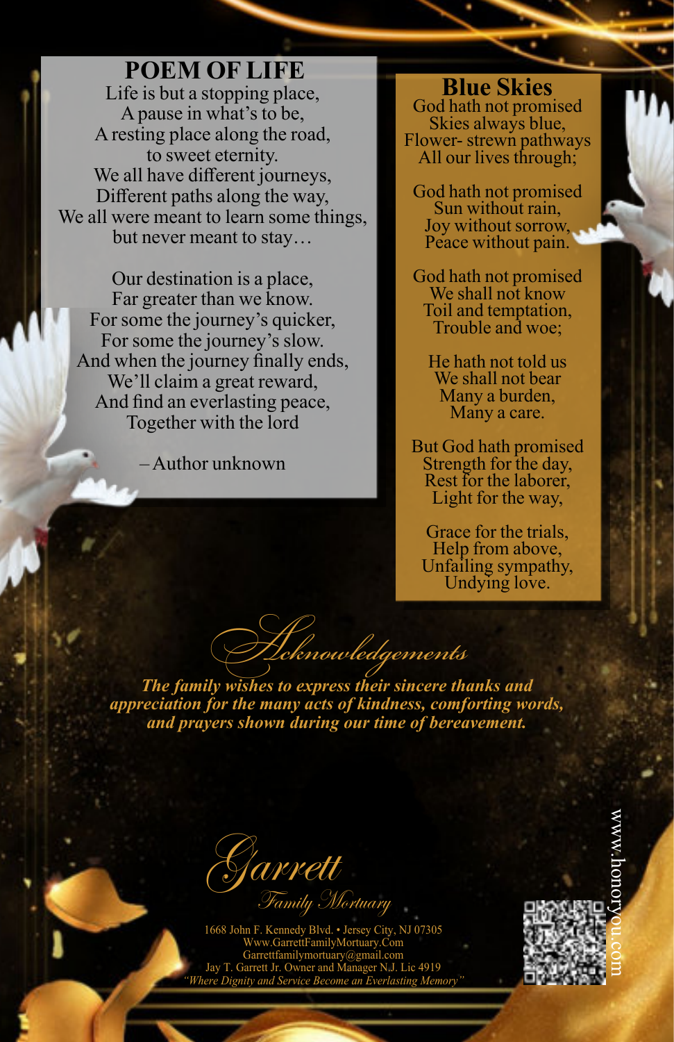## POEM OF LIFE

Life is but a stopping place,
A pause in what's to be,
A resting place along the road,
to sweet eternity.
We all have different journeys,
Different paths along the way,
We all were meant to learn some things,
but never meant to stay…

Our destination is a place,
Far greater than we know.
For some the journey's quicker,
For some the journey's slow.
And when the journey finally ends,
We'll claim a great reward,
And find an everlasting peace,
Together with the lord

– Author unknown

## Blue Skies

God hath not promised
Skies always blue,
Flower- strewn pathways
All our lives through;

God hath not promised
Sun without rain,
Joy without sorrow,
Peace without pain.

God hath not promised
We shall not know
Toil and temptation,
Trouble and woe;

He hath not told us
We shall not bear
Many a burden,
Many a care.

But God hath promised
Strength for the day,
Rest for the laborer,
Light for the way,

Grace for the trials,
Help from above,
Unfailing sympathy,
Undying love.

## *Acknowledgements*

***The family wishes to express their sincere thanks and appreciation for the many acts of kindness, comforting words, and prayers shown during our time of bereavement.***

*Garrett*
*Family Mortuary*

1668 John F. Kennedy Blvd. • Jersey City, NJ 07305
Www.GarrettFamilyMortuary.Com
Garrettfamilymortuary@gmail.com
Jay T. Garrett Jr. Owner and Manager N.J. Lic 4919
*"Where Dignity and Service Become an Everlasting Memory"*

www.honoryou.com